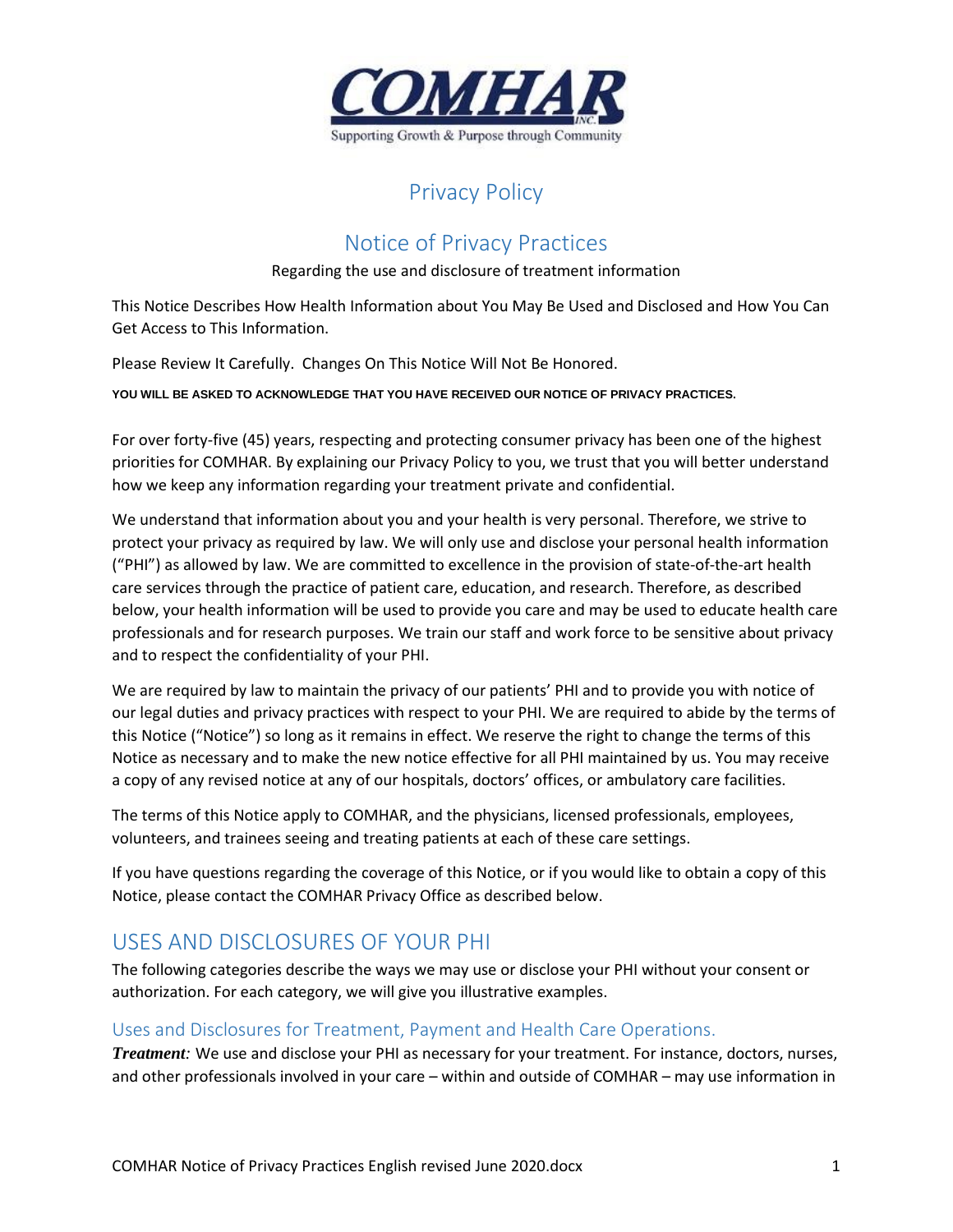COMHAR INC.

Supporting Growth & Purpose through Community

# Privacy Policy

## Notice of Privacy Practices

Regarding the use and disclosure of treatment information

This Notice Describes How Health Information about You May Be Used and Disclosed and How You Can Get Access to This Information.

Please Review It Carefully. Changes On This Notice Will Not Be Honored.

**YOU WILL BE ASKED TO ACKNOWLEDGE THAT YOU HAVE RECEIVED OUR NOTICE OF PRIVACY PRACTICES.**

For over forty-five (45) years, respecting and protecting consumer privacy has been one of the highest priorities for COMHAR. By explaining our Privacy Policy to you, we trust that you will better understand how we keep any information regarding your treatment private and confidential.

We understand that information about you and your health is very personal. Therefore, we strive to protect your privacy as required by law. We will only use and disclose your personal health information ("PHI") as allowed by law. We are committed to excellence in the provision of state-of-the-art health care services through the practice of patient care, education, and research. Therefore, as described below, your health information will be used to provide you care and may be used to educate health care professionals and for research purposes. We train our staff and work force to be sensitive about privacy and to respect the confidentiality of your PHI.

We are required by law to maintain the privacy of our patients' PHI and to provide you with notice of our legal duties and privacy practices with respect to your PHI. We are required to abide by the terms of this Notice ("Notice") so long as it remains in effect. We reserve the right to change the terms of this Notice as necessary and to make the new notice effective for all PHI maintained by us. You may receive a copy of any revised notice at any of our hospitals, doctors' offices, or ambulatory care facilities.

The terms of this Notice apply to COMHAR, and the physicians, licensed professionals, employees, volunteers, and trainees seeing and treating patients at each of these care settings.

If you have questions regarding the coverage of this Notice, or if you would like to obtain a copy of this Notice, please contact the COMHAR Privacy Office as described below.

## USES AND DISCLOSURES OF YOUR PHI

The following categories describe the ways we may use or disclose your PHI without your consent or authorization. For each category, we will give you illustrative examples.

### Uses and Disclosures for Treatment, Payment and Health Care Operations.

***Treatment:*** We use and disclose your PHI as necessary for your treatment. For instance, doctors, nurses, and other professionals involved in your care – within and outside of COMHAR – may use information in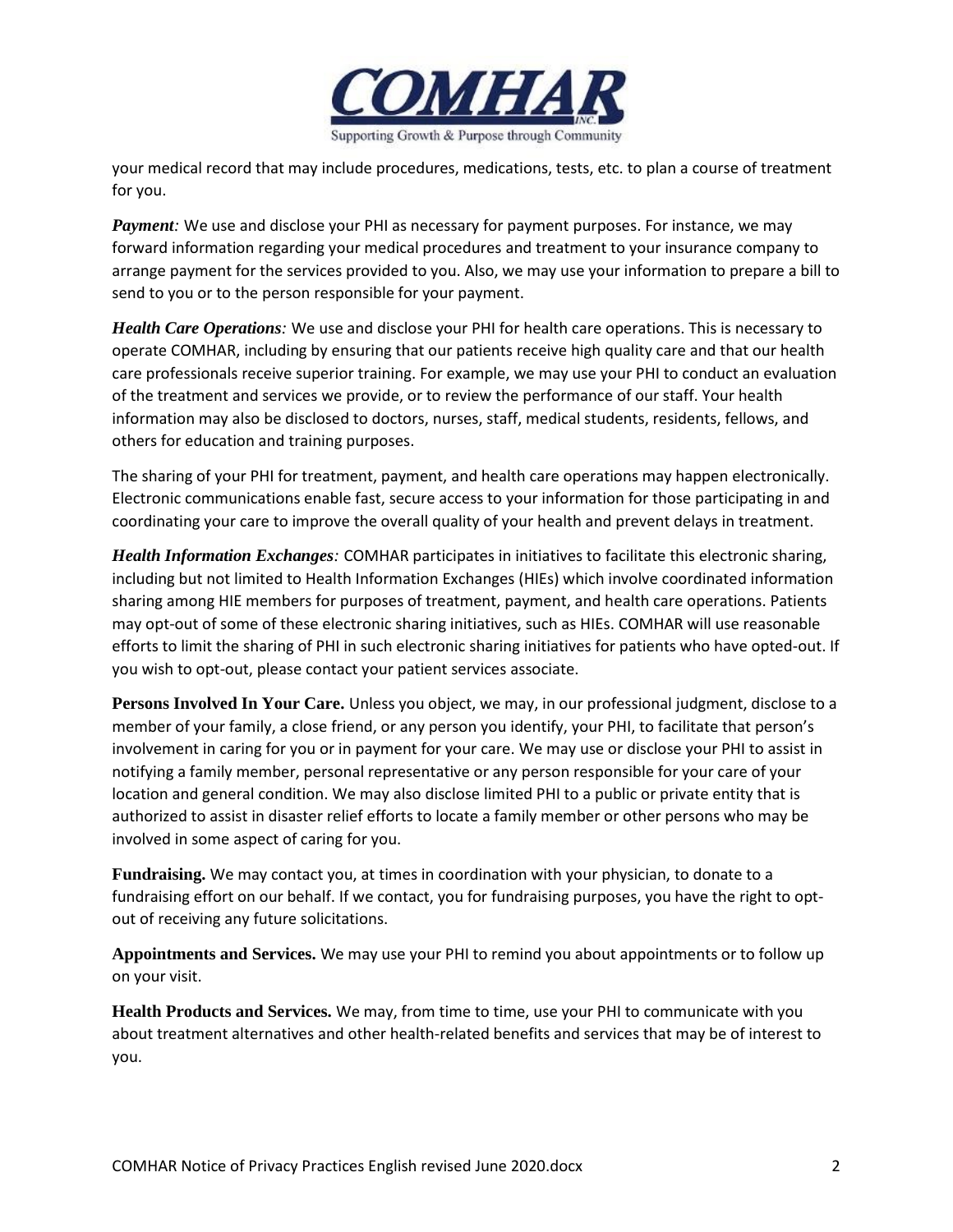your medical record that may include procedures, medications, tests, etc. to plan a course of treatment for you.

***Payment:*** We use and disclose your PHI as necessary for payment purposes. For instance, we may forward information regarding your medical procedures and treatment to your insurance company to arrange payment for the services provided to you. Also, we may use your information to prepare a bill to send to you or to the person responsible for your payment.

***Health Care Operations:*** We use and disclose your PHI for health care operations. This is necessary to operate COMHAR, including by ensuring that our patients receive high quality care and that our health care professionals receive superior training. For example, we may use your PHI to conduct an evaluation of the treatment and services we provide, or to review the performance of our staff. Your health information may also be disclosed to doctors, nurses, staff, medical students, residents, fellows, and others for education and training purposes.

The sharing of your PHI for treatment, payment, and health care operations may happen electronically. Electronic communications enable fast, secure access to your information for those participating in and coordinating your care to improve the overall quality of your health and prevent delays in treatment.

***Health Information Exchanges:*** COMHAR participates in initiatives to facilitate this electronic sharing, including but not limited to Health Information Exchanges (HIEs) which involve coordinated information sharing among HIE members for purposes of treatment, payment, and health care operations. Patients may opt-out of some of these electronic sharing initiatives, such as HIEs. COMHAR will use reasonable efforts to limit the sharing of PHI in such electronic sharing initiatives for patients who have opted-out. If you wish to opt-out, please contact your patient services associate.

**Persons Involved In Your Care.** Unless you object, we may, in our professional judgment, disclose to a member of your family, a close friend, or any person you identify, your PHI, to facilitate that person's involvement in caring for you or in payment for your care. We may use or disclose your PHI to assist in notifying a family member, personal representative or any person responsible for your care of your location and general condition. We may also disclose limited PHI to a public or private entity that is authorized to assist in disaster relief efforts to locate a family member or other persons who may be involved in some aspect of caring for you.

**Fundraising.** We may contact you, at times in coordination with your physician, to donate to a fundraising effort on our behalf. If we contact, you for fundraising purposes, you have the right to opt-out of receiving any future solicitations.

**Appointments and Services.** We may use your PHI to remind you about appointments or to follow up on your visit.

**Health Products and Services.** We may, from time to time, use your PHI to communicate with you about treatment alternatives and other health-related benefits and services that may be of interest to you.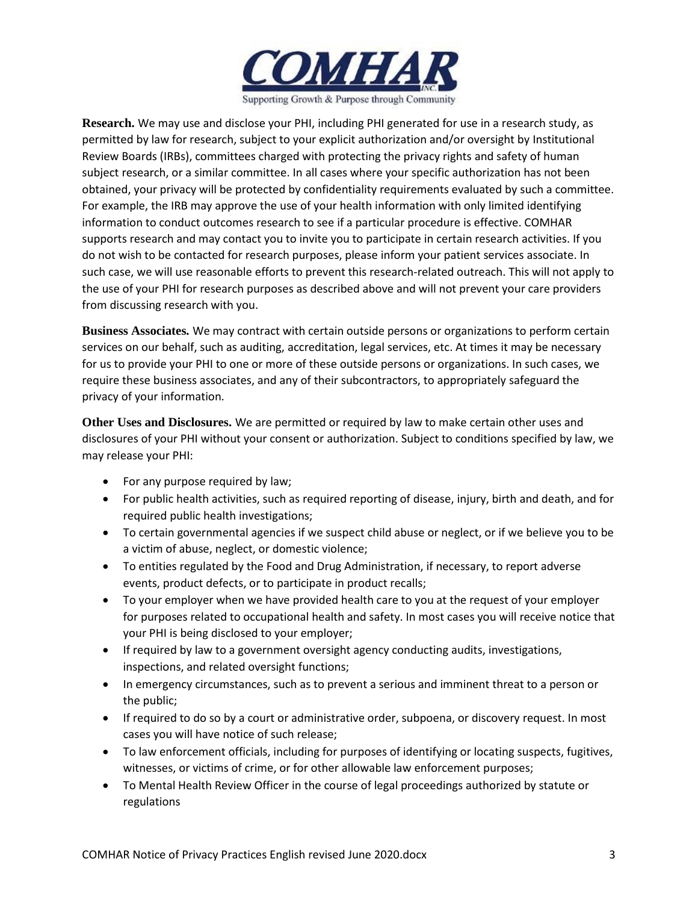**Research.** We may use and disclose your PHI, including PHI generated for use in a research study, as permitted by law for research, subject to your explicit authorization and/or oversight by Institutional Review Boards (IRBs), committees charged with protecting the privacy rights and safety of human subject research, or a similar committee. In all cases where your specific authorization has not been obtained, your privacy will be protected by confidentiality requirements evaluated by such a committee. For example, the IRB may approve the use of your health information with only limited identifying information to conduct outcomes research to see if a particular procedure is effective. COMHAR supports research and may contact you to invite you to participate in certain research activities. If you do not wish to be contacted for research purposes, please inform your patient services associate. In such case, we will use reasonable efforts to prevent this research-related outreach. This will not apply to the use of your PHI for research purposes as described above and will not prevent your care providers from discussing research with you.

**Business Associates.** We may contract with certain outside persons or organizations to perform certain services on our behalf, such as auditing, accreditation, legal services, etc. At times it may be necessary for us to provide your PHI to one or more of these outside persons or organizations. In such cases, we require these business associates, and any of their subcontractors, to appropriately safeguard the privacy of your information.

**Other Uses and Disclosures.** We are permitted or required by law to make certain other uses and disclosures of your PHI without your consent or authorization. Subject to conditions specified by law, we may release your PHI:

- For any purpose required by law;
- For public health activities, such as required reporting of disease, injury, birth and death, and for required public health investigations;
- To certain governmental agencies if we suspect child abuse or neglect, or if we believe you to be a victim of abuse, neglect, or domestic violence;
- To entities regulated by the Food and Drug Administration, if necessary, to report adverse events, product defects, or to participate in product recalls;
- To your employer when we have provided health care to you at the request of your employer for purposes related to occupational health and safety. In most cases you will receive notice that your PHI is being disclosed to your employer;
- If required by law to a government oversight agency conducting audits, investigations, inspections, and related oversight functions;
- In emergency circumstances, such as to prevent a serious and imminent threat to a person or the public;
- If required to do so by a court or administrative order, subpoena, or discovery request. In most cases you will have notice of such release;
- To law enforcement officials, including for purposes of identifying or locating suspects, fugitives, witnesses, or victims of crime, or for other allowable law enforcement purposes;
- To Mental Health Review Officer in the course of legal proceedings authorized by statute or regulations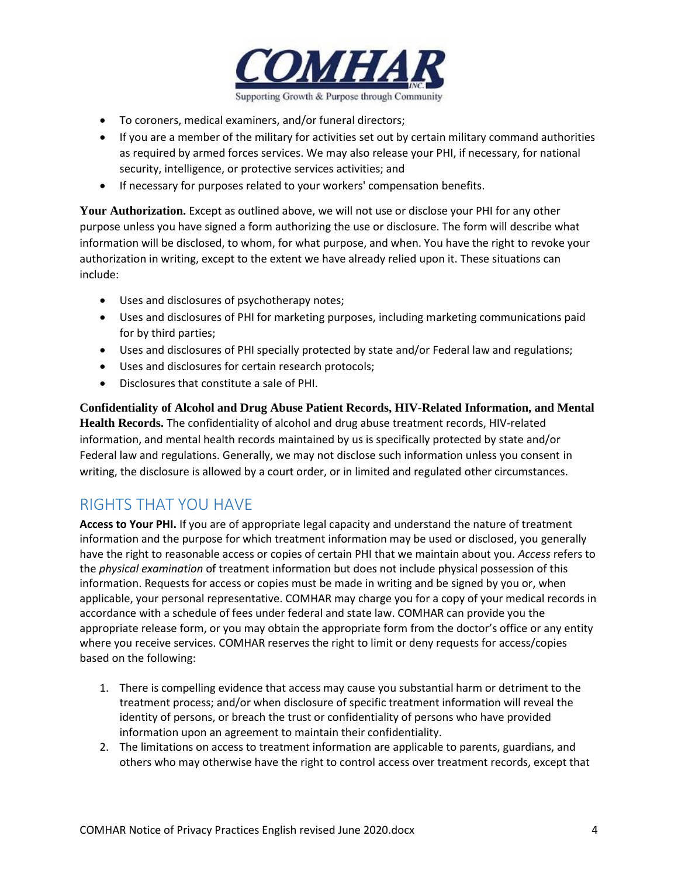- To coroners, medical examiners, and/or funeral directors;
- If you are a member of the military for activities set out by certain military command authorities as required by armed forces services. We may also release your PHI, if necessary, for national security, intelligence, or protective services activities; and
- If necessary for purposes related to your workers' compensation benefits.

**Your Authorization.** Except as outlined above, we will not use or disclose your PHI for any other purpose unless you have signed a form authorizing the use or disclosure. The form will describe what information will be disclosed, to whom, for what purpose, and when. You have the right to revoke your authorization in writing, except to the extent we have already relied upon it. These situations can include:

- Uses and disclosures of psychotherapy notes;
- Uses and disclosures of PHI for marketing purposes, including marketing communications paid for by third parties;
- Uses and disclosures of PHI specially protected by state and/or Federal law and regulations;
- Uses and disclosures for certain research protocols;
- Disclosures that constitute a sale of PHI.

**Confidentiality of Alcohol and Drug Abuse Patient Records, HIV-Related Information, and Mental Health Records.** The confidentiality of alcohol and drug abuse treatment records, HIV-related information, and mental health records maintained by us is specifically protected by state and/or Federal law and regulations. Generally, we may not disclose such information unless you consent in writing, the disclosure is allowed by a court order, or in limited and regulated other circumstances.

## RIGHTS THAT YOU HAVE

**Access to Your PHI.** If you are of appropriate legal capacity and understand the nature of treatment information and the purpose for which treatment information may be used or disclosed, you generally have the right to reasonable access or copies of certain PHI that we maintain about you. *Access* refers to the *physical examination* of treatment information but does not include physical possession of this information. Requests for access or copies must be made in writing and be signed by you or, when applicable, your personal representative. COMHAR may charge you for a copy of your medical records in accordance with a schedule of fees under federal and state law. COMHAR can provide you the appropriate release form, or you may obtain the appropriate form from the doctor's office or any entity where you receive services. COMHAR reserves the right to limit or deny requests for access/copies based on the following:

1. There is compelling evidence that access may cause you substantial harm or detriment to the treatment process; and/or when disclosure of specific treatment information will reveal the identity of persons, or breach the trust or confidentiality of persons who have provided information upon an agreement to maintain their confidentiality.
2. The limitations on access to treatment information are applicable to parents, guardians, and others who may otherwise have the right to control access over treatment records, except that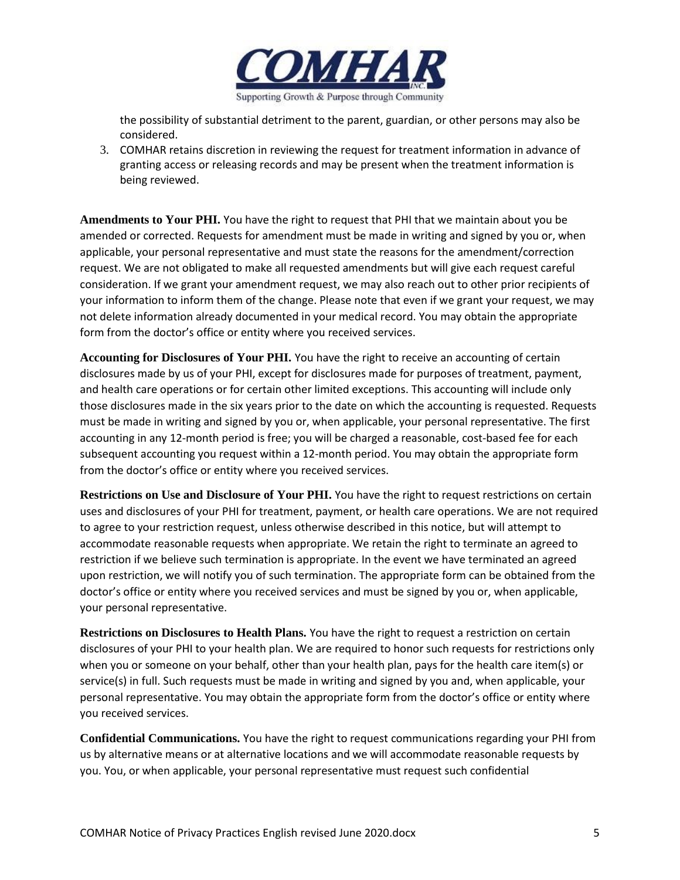the possibility of substantial detriment to the parent, guardian, or other persons may also be considered.

3. COMHAR retains discretion in reviewing the request for treatment information in advance of granting access or releasing records and may be present when the treatment information is being reviewed.

**Amendments to Your PHI.** You have the right to request that PHI that we maintain about you be amended or corrected. Requests for amendment must be made in writing and signed by you or, when applicable, your personal representative and must state the reasons for the amendment/correction request. We are not obligated to make all requested amendments but will give each request careful consideration. If we grant your amendment request, we may also reach out to other prior recipients of your information to inform them of the change. Please note that even if we grant your request, we may not delete information already documented in your medical record. You may obtain the appropriate form from the doctor's office or entity where you received services.

**Accounting for Disclosures of Your PHI.** You have the right to receive an accounting of certain disclosures made by us of your PHI, except for disclosures made for purposes of treatment, payment, and health care operations or for certain other limited exceptions. This accounting will include only those disclosures made in the six years prior to the date on which the accounting is requested. Requests must be made in writing and signed by you or, when applicable, your personal representative. The first accounting in any 12-month period is free; you will be charged a reasonable, cost-based fee for each subsequent accounting you request within a 12-month period. You may obtain the appropriate form from the doctor's office or entity where you received services.

**Restrictions on Use and Disclosure of Your PHI.** You have the right to request restrictions on certain uses and disclosures of your PHI for treatment, payment, or health care operations. We are not required to agree to your restriction request, unless otherwise described in this notice, but will attempt to accommodate reasonable requests when appropriate. We retain the right to terminate an agreed to restriction if we believe such termination is appropriate. In the event we have terminated an agreed upon restriction, we will notify you of such termination. The appropriate form can be obtained from the doctor's office or entity where you received services and must be signed by you or, when applicable, your personal representative.

**Restrictions on Disclosures to Health Plans.** You have the right to request a restriction on certain disclosures of your PHI to your health plan. We are required to honor such requests for restrictions only when you or someone on your behalf, other than your health plan, pays for the health care item(s) or service(s) in full. Such requests must be made in writing and signed by you and, when applicable, your personal representative. You may obtain the appropriate form from the doctor's office or entity where you received services.

**Confidential Communications.** You have the right to request communications regarding your PHI from us by alternative means or at alternative locations and we will accommodate reasonable requests by you. You, or when applicable, your personal representative must request such confidential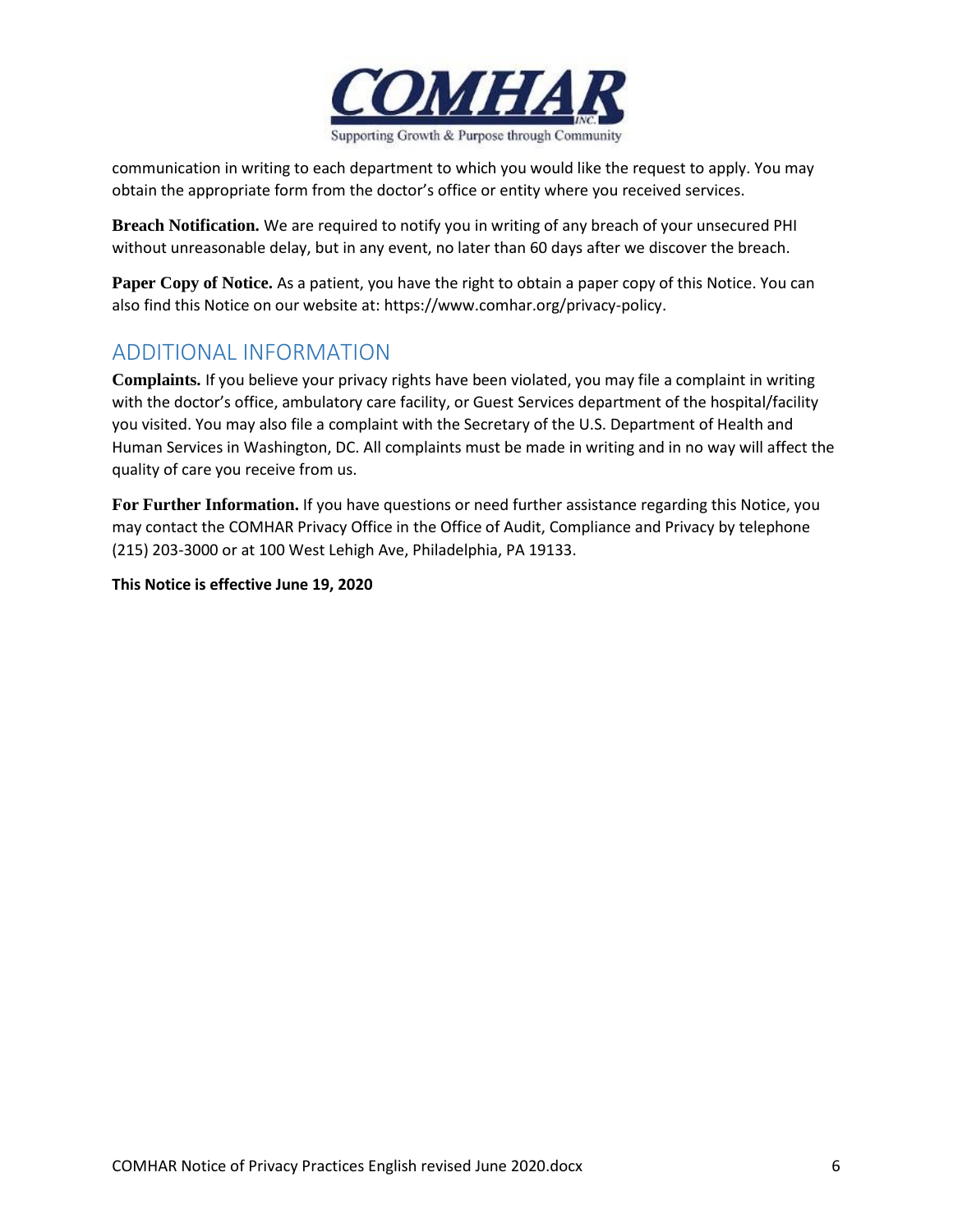communication in writing to each department to which you would like the request to apply. You may obtain the appropriate form from the doctor's office or entity where you received services.

**Breach Notification.** We are required to notify you in writing of any breach of your unsecured PHI without unreasonable delay, but in any event, no later than 60 days after we discover the breach.

**Paper Copy of Notice.** As a patient, you have the right to obtain a paper copy of this Notice. You can also find this Notice on our website at: https://www.comhar.org/privacy-policy.

## ADDITIONAL INFORMATION

**Complaints.** If you believe your privacy rights have been violated, you may file a complaint in writing with the doctor's office, ambulatory care facility, or Guest Services department of the hospital/facility you visited. You may also file a complaint with the Secretary of the U.S. Department of Health and Human Services in Washington, DC. All complaints must be made in writing and in no way will affect the quality of care you receive from us.

**For Further Information.** If you have questions or need further assistance regarding this Notice, you may contact the COMHAR Privacy Office in the Office of Audit, Compliance and Privacy by telephone (215) 203-3000 or at 100 West Lehigh Ave, Philadelphia, PA 19133.

**This Notice is effective June 19, 2020**